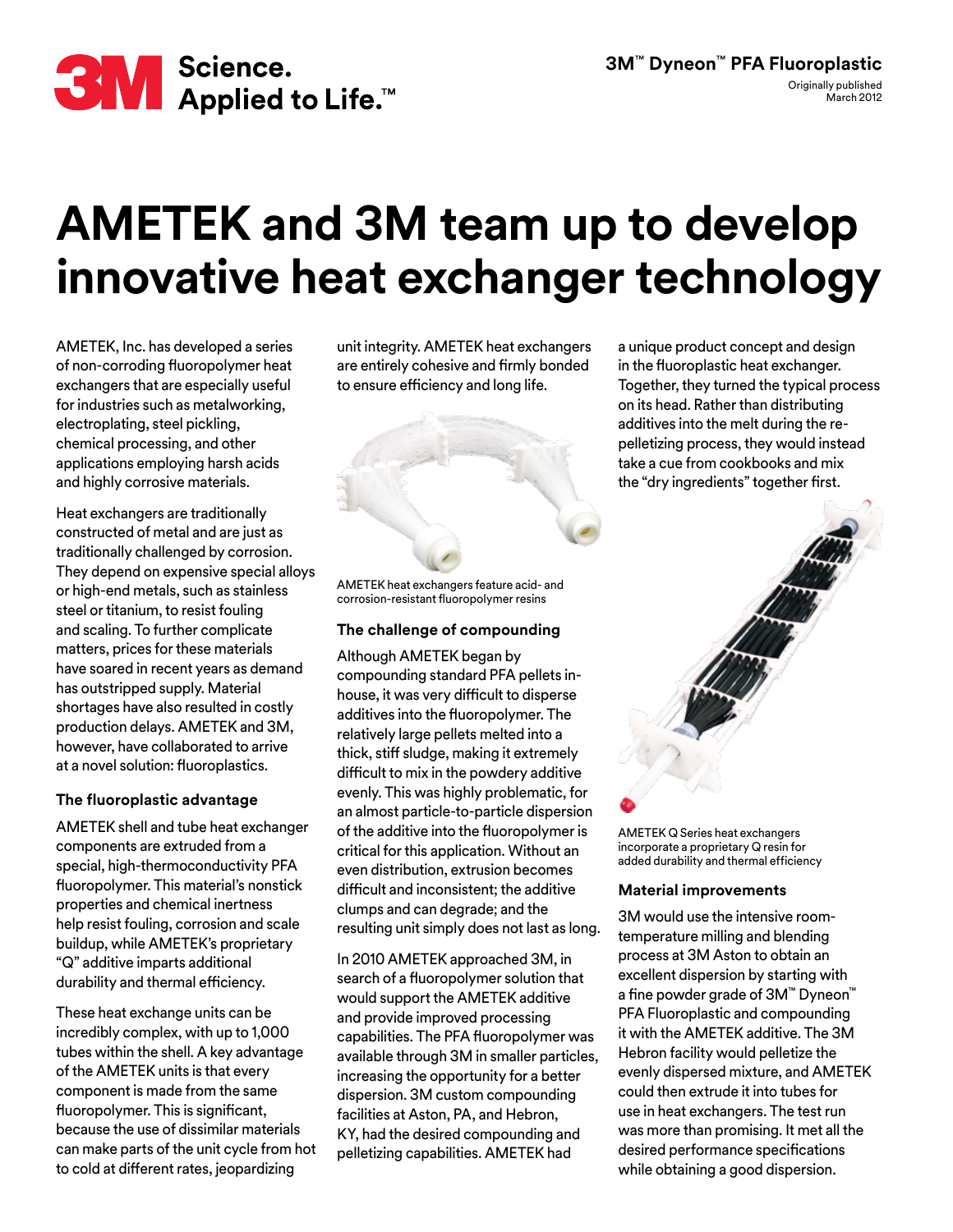3M™ Dyneon™ PFA Fluoroplastic

Originally published March 2012

# AMETEK and 3M team up to develop innovative heat exchanger technology

AMETEK, Inc. has developed a series of non-corroding fluoropolymer heat exchangers that are especially useful for industries such as metalworking, electroplating, steel pickling, chemical processing, and other applications employing harsh acids and highly corrosive materials.

Heat exchangers are traditionally constructed of metal and are just as traditionally challenged by corrosion. They depend on expensive special alloys or high-end metals, such as stainless steel or titanium, to resist fouling and scaling. To further complicate matters, prices for these materials have soared in recent years as demand has outstripped supply. Material shortages have also resulted in costly production delays. AMETEK and 3M, however, have collaborated to arrive at a novel solution: fluoroplastics.

### The fluoroplastic advantage

AMETEK shell and tube heat exchanger components are extruded from a special, high-thermoconductivity PFA fluoropolymer. This material's nonstick properties and chemical inertness help resist fouling, corrosion and scale buildup, while AMETEK's proprietary "Q" additive imparts additional durability and thermal efficiency.

These heat exchange units can be incredibly complex, with up to 1,000 tubes within the shell. A key advantage of the AMETEK units is that every component is made from the same fluoropolymer. This is significant, because the use of dissimilar materials can make parts of the unit cycle from hot to cold at different rates, jeopardizing unit integrity. AMETEK heat exchangers are entirely cohesive and firmly bonded to ensure efficiency and long life.

AMETEK heat exchangers feature acid- and corrosion-resistant fluoropolymer resins

### The challenge of compounding

Although AMETEK began by compounding standard PFA pellets in-house, it was very difficult to disperse additives into the fluoropolymer. The relatively large pellets melted into a thick, stiff sludge, making it extremely difficult to mix in the powdery additive evenly. This was highly problematic, for an almost particle-to-particle dispersion of the additive into the fluoropolymer is critical for this application. Without an even distribution, extrusion becomes difficult and inconsistent; the additive clumps and can degrade; and the resulting unit simply does not last as long.

In 2010 AMETEK approached 3M, in search of a fluoropolymer solution that would support the AMETEK additive and provide improved processing capabilities. The PFA fluoropolymer was available through 3M in smaller particles, increasing the opportunity for a better dispersion. 3M custom compounding facilities at Aston, PA, and Hebron, KY, had the desired compounding and pelletizing capabilities. AMETEK had a unique product concept and design in the fluoroplastic heat exchanger. Together, they turned the typical process on its head. Rather than distributing additives into the melt during the re-pelletizing process, they would instead take a cue from cookbooks and mix the "dry ingredients" together first.

AMETEK Q Series heat exchangers incorporate a proprietary Q resin for added durability and thermal efficiency

### Material improvements

3M would use the intensive room-temperature milling and blending process at 3M Aston to obtain an excellent dispersion by starting with a fine powder grade of 3M™ Dyneon™ PFA Fluoroplastic and compounding it with the AMETEK additive. The 3M Hebron facility would pelletize the evenly dispersed mixture, and AMETEK could then extrude it into tubes for use in heat exchangers. The test run was more than promising. It met all the desired performance specifications while obtaining a good dispersion.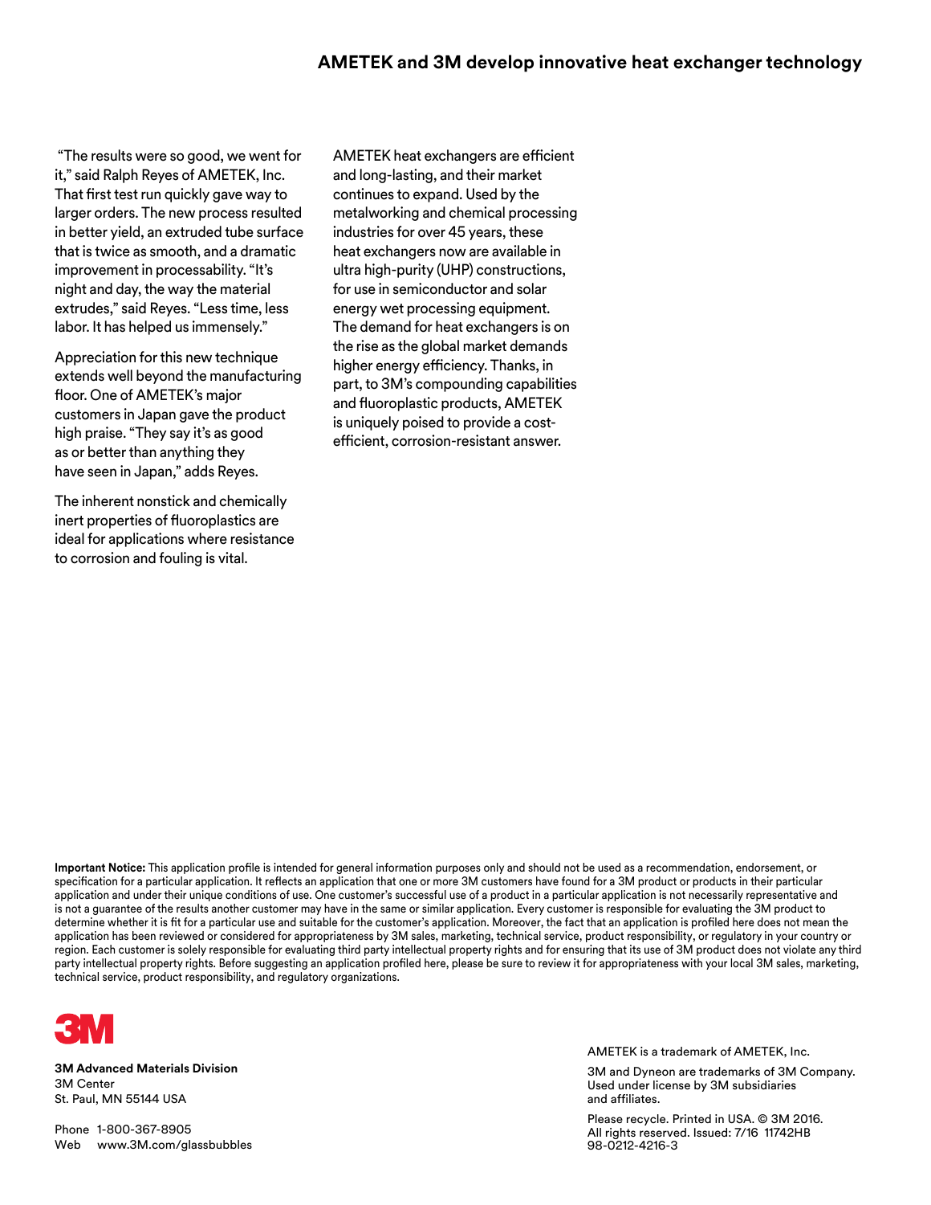"The results were so good, we went for it," said Ralph Reyes of AMETEK, Inc. That first test run quickly gave way to larger orders. The new process resulted in better yield, an extruded tube surface that is twice as smooth, and a dramatic improvement in processability. "It's night and day, the way the material extrudes," said Reyes. "Less time, less labor. It has helped us immensely."

Appreciation for this new technique extends well beyond the manufacturing floor. One of AMETEK's major customers in Japan gave the product high praise. "They say it's as good as or better than anything they have seen in Japan," adds Reyes.

The inherent nonstick and chemically inert properties of fluoroplastics are ideal for applications where resistance to corrosion and fouling is vital.

AMETEK heat exchangers are efficient and long-lasting, and their market continues to expand. Used by the metalworking and chemical processing industries for over 45 years, these heat exchangers now are available in ultra high-purity (UHP) constructions, for use in semiconductor and solar energy wet processing equipment. The demand for heat exchangers is on the rise as the global market demands higher energy efficiency. Thanks, in part, to 3M's compounding capabilities and fluoroplastic products, AMETEK is uniquely poised to provide a cost-efficient, corrosion-resistant answer.

**Important Notice:** This application profile is intended for general information purposes only and should not be used as a recommendation, endorsement, or specification for a particular application. It reflects an application that one or more 3M customers have found for a 3M product or products in their particular application and under their unique conditions of use. One customer's successful use of a product in a particular application is not necessarily representative and is not a guarantee of the results another customer may have in the same or similar application. Every customer is responsible for evaluating the 3M product to determine whether it is fit for a particular use and suitable for the customer's application. Moreover, the fact that an application is profiled here does not mean the application has been reviewed or considered for appropriateness by 3M sales, marketing, technical service, product responsibility, or regulatory in your country or region. Each customer is solely responsible for evaluating third party intellectual property rights and for ensuring that its use of 3M product does not violate any third party intellectual property rights. Before suggesting an application profiled here, please be sure to review it for appropriateness with your local 3M sales, marketing, technical service, product responsibility, and regulatory organizations.

3M

**3M Advanced Materials Division**
3M Center
St. Paul, MN 55144 USA

Phone 1-800-367-8905
Web www.3M.com/glassbubbles

AMETEK is a trademark of AMETEK, Inc.

3M and Dyneon are trademarks of 3M Company. Used under license by 3M subsidiaries and affiliates.

Please recycle. Printed in USA. © 3M 2016. All rights reserved. Issued: 7/16 11742HB
98-0212-4216-3